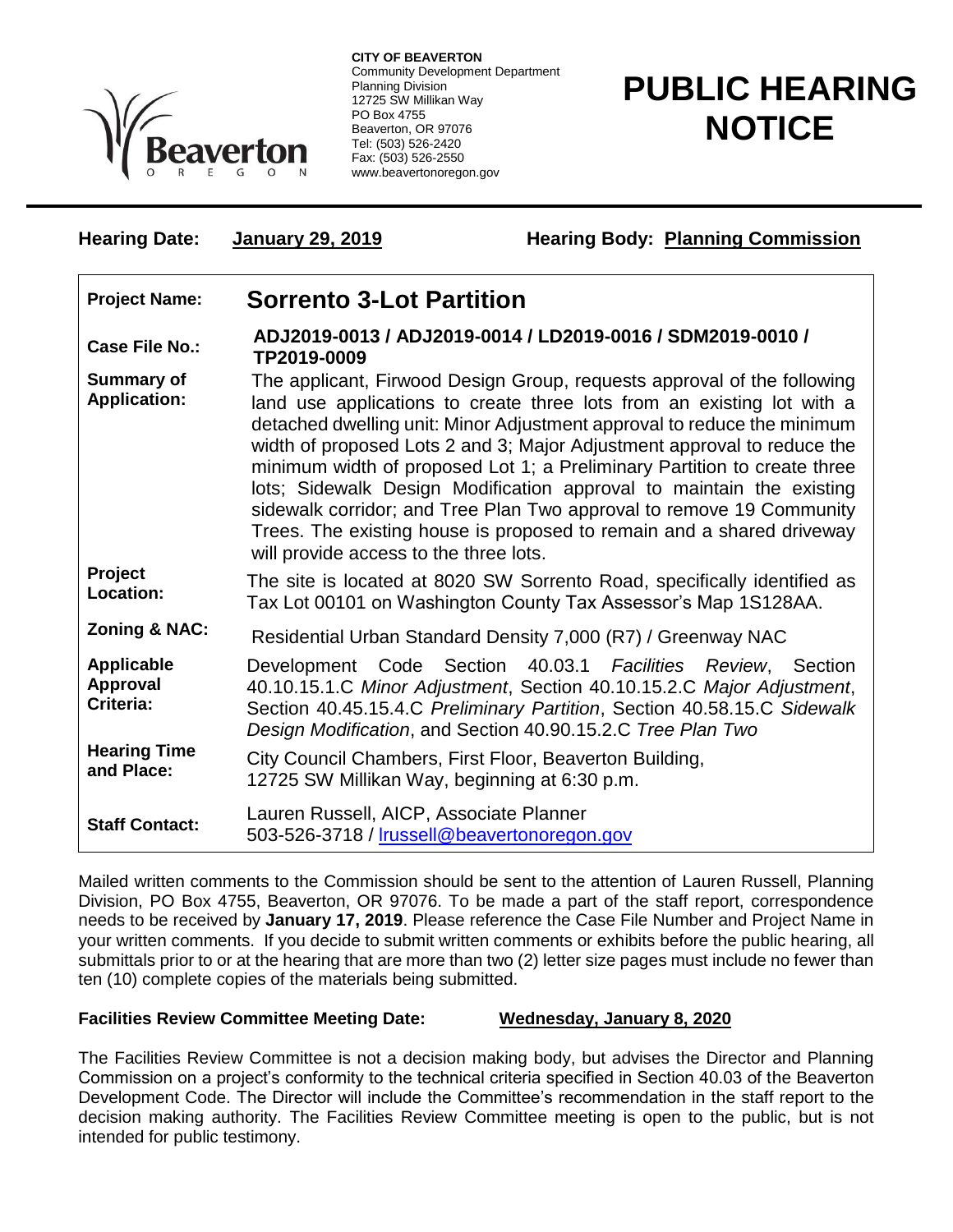**CITY OF BEAVERTON**
Community Development Department
Planning Division
12725 SW Millikan Way
PO Box 4755
Beaverton, OR 97076
Tel: (503) 526-2420
Fax: (503) 526-2550
www.beavertonoregon.gov

# PUBLIC HEARING NOTICE

**Hearing Date:** **January 29, 2019** **Hearing Body:** **Planning Commission**

| | |
|---|---|
| **Project Name:** | **Sorrento 3-Lot Partition** |
| **Case File No.:** | **ADJ2019-0013 / ADJ2019-0014 / LD2019-0016 / SDM2019-0010 / TP2019-0009** |
| **Summary of Application:** | The applicant, Firwood Design Group, requests approval of the following land use applications to create three lots from an existing lot with a detached dwelling unit: Minor Adjustment approval to reduce the minimum width of proposed Lots 2 and 3; Major Adjustment approval to reduce the minimum width of proposed Lot 1; a Preliminary Partition to create three lots; Sidewalk Design Modification approval to maintain the existing sidewalk corridor; and Tree Plan Two approval to remove 19 Community Trees. The existing house is proposed to remain and a shared driveway will provide access to the three lots. |
| **Project Location:** | The site is located at 8020 SW Sorrento Road, specifically identified as Tax Lot 00101 on Washington County Tax Assessor's Map 1S128AA. |
| **Zoning & NAC:** | Residential Urban Standard Density 7,000 (R7) / Greenway NAC |
| **Applicable Approval Criteria:** | Development Code Section 40.03.1 *Facilities Review*, Section 40.10.15.1.C *Minor Adjustment*, Section 40.10.15.2.C *Major Adjustment*, Section 40.45.15.4.C *Preliminary Partition*, Section 40.58.15.C *Sidewalk Design Modification*, and Section 40.90.15.2.C *Tree Plan Two* |
| **Hearing Time and Place:** | City Council Chambers, First Floor, Beaverton Building, 12725 SW Millikan Way, beginning at 6:30 p.m. |
| **Staff Contact:** | Lauren Russell, AICP, Associate Planner 503-526-3718 / lrussell@beavertonoregon.gov |

Mailed written comments to the Commission should be sent to the attention of Lauren Russell, Planning Division, PO Box 4755, Beaverton, OR 97076. To be made a part of the staff report, correspondence needs to be received by **January 17, 2019**. Please reference the Case File Number and Project Name in your written comments. If you decide to submit written comments or exhibits before the public hearing, all submittals prior to or at the hearing that are more than two (2) letter size pages must include no fewer than ten (10) complete copies of the materials being submitted.

**Facilities Review Committee Meeting Date:** **Wednesday, January 8, 2020**

The Facilities Review Committee is not a decision making body, but advises the Director and Planning Commission on a project's conformity to the technical criteria specified in Section 40.03 of the Beaverton Development Code. The Director will include the Committee's recommendation in the staff report to the decision making authority. The Facilities Review Committee meeting is open to the public, but is not intended for public testimony.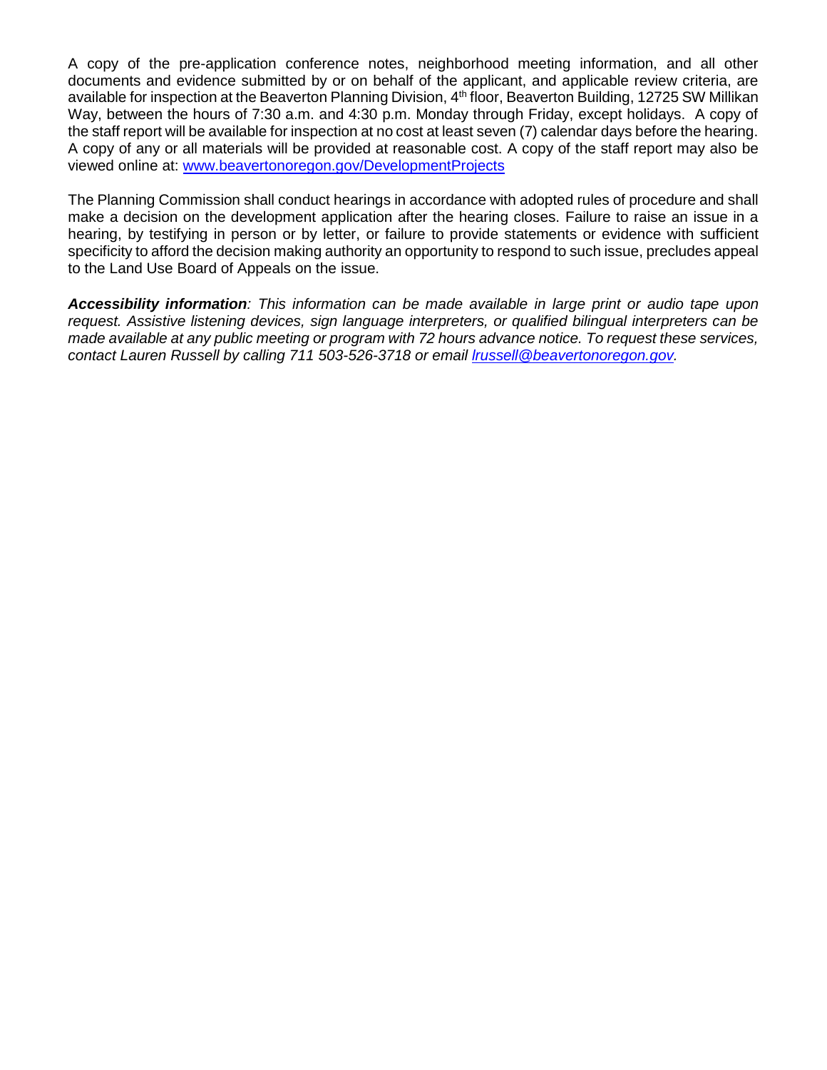A copy of the pre-application conference notes, neighborhood meeting information, and all other documents and evidence submitted by or on behalf of the applicant, and applicable review criteria, are available for inspection at the Beaverton Planning Division, 4th floor, Beaverton Building, 12725 SW Millikan Way, between the hours of 7:30 a.m. and 4:30 p.m. Monday through Friday, except holidays. A copy of the staff report will be available for inspection at no cost at least seven (7) calendar days before the hearing. A copy of any or all materials will be provided at reasonable cost. A copy of the staff report may also be viewed online at: www.beavertonoregon.gov/DevelopmentProjects

The Planning Commission shall conduct hearings in accordance with adopted rules of procedure and shall make a decision on the development application after the hearing closes. Failure to raise an issue in a hearing, by testifying in person or by letter, or failure to provide statements or evidence with sufficient specificity to afford the decision making authority an opportunity to respond to such issue, precludes appeal to the Land Use Board of Appeals on the issue.

***Accessibility information****: This information can be made available in large print or audio tape upon request. Assistive listening devices, sign language interpreters, or qualified bilingual interpreters can be made available at any public meeting or program with 72 hours advance notice. To request these services, contact Lauren Russell by calling 711 503-526-3718 or email lrussell@beavertonoregon.gov.*